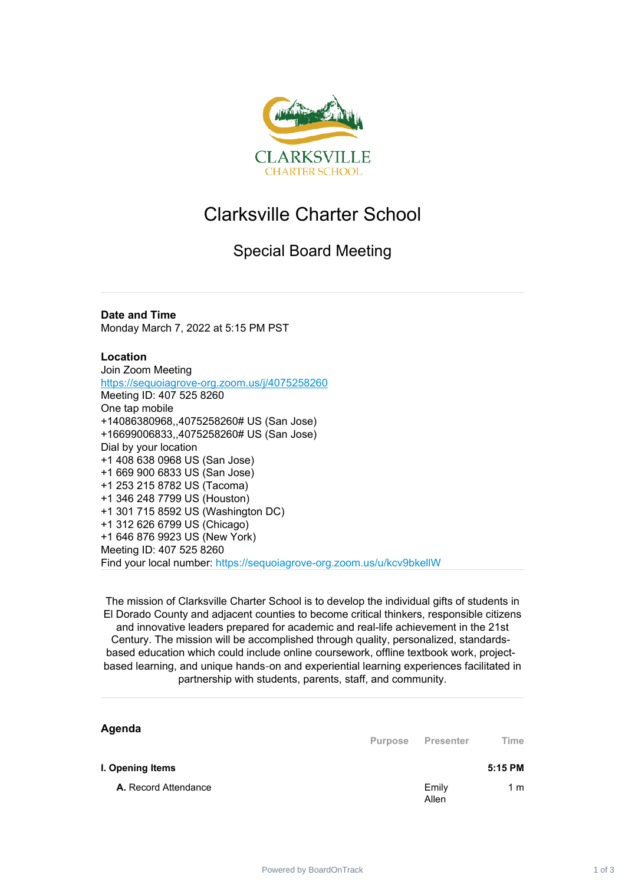# Clarksville Charter School

## Special Board Meeting

**Date and Time**
Monday March 7, 2022 at 5:15 PM PST

**Location**
Join Zoom Meeting
https://sequoiagrove-org.zoom.us/j/4075258260
Meeting ID: 407 525 8260
One tap mobile
+14086380968,,4075258260# US (San Jose)
+16699006833,,4075258260# US (San Jose)
Dial by your location
+1 408 638 0968 US (San Jose)
+1 669 900 6833 US (San Jose)
+1 253 215 8782 US (Tacoma)
+1 346 248 7799 US (Houston)
+1 301 715 8592 US (Washington DC)
+1 312 626 6799 US (Chicago)
+1 646 876 9923 US (New York)
Meeting ID: 407 525 8260
Find your local number: https://sequoiagrove-org.zoom.us/u/kcv9bkellW

The mission of Clarksville Charter School is to develop the individual gifts of students in El Dorado County and adjacent counties to become critical thinkers, responsible citizens and innovative leaders prepared for academic and real-life achievement in the 21st Century. The mission will be accomplished through quality, personalized, standards-based education which could include online coursework, offline textbook work, project-based learning, and unique hands-on and experiential learning experiences facilitated in partnership with students, parents, staff, and community.

## Agenda

| | Purpose | Presenter | Time |
|---|---|---|---|
| **I. Opening Items** | | | **5:15 PM** |
| **A.** Record Attendance | | Emily Allen | 1 m |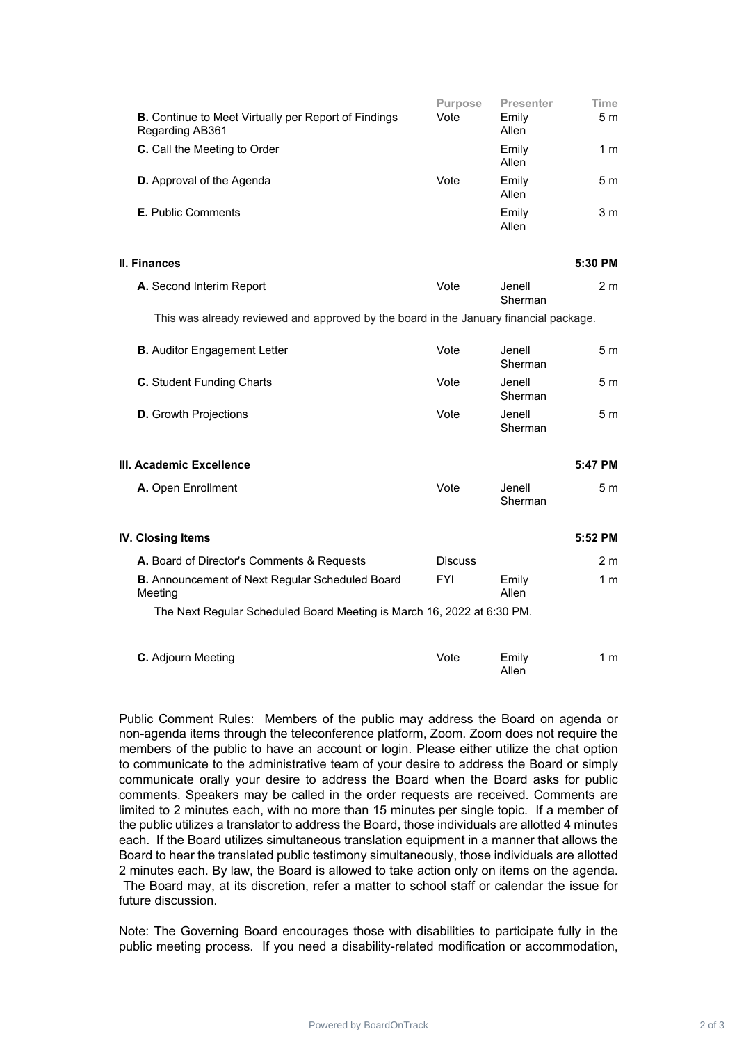| | Purpose | Presenter | Time |
|---|---|---|---|
| **B.** Continue to Meet Virtually per Report of Findings Regarding AB361 | Vote | Emily Allen | 5 m |
| **C.** Call the Meeting to Order | | Emily Allen | 1 m |
| **D.** Approval of the Agenda | Vote | Emily Allen | 5 m |
| **E.** Public Comments | | Emily Allen | 3 m |
| **II. Finances** | | | **5:30 PM** |
| **A.** Second Interim Report | Vote | Jenell Sherman | 2 m |
| This was already reviewed and approved by the board in the January financial package. | | | |
| **B.** Auditor Engagement Letter | Vote | Jenell Sherman | 5 m |
| **C.** Student Funding Charts | Vote | Jenell Sherman | 5 m |
| **D.** Growth Projections | Vote | Jenell Sherman | 5 m |
| **III. Academic Excellence** | | | **5:47 PM** |
| **A.** Open Enrollment | Vote | Jenell Sherman | 5 m |
| **IV. Closing Items** | | | **5:52 PM** |
| **A.** Board of Director's Comments & Requests | Discuss | | 2 m |
| **B.** Announcement of Next Regular Scheduled Board Meeting | FYI | Emily Allen | 1 m |
| The Next Regular Scheduled Board Meeting is March 16, 2022 at 6:30 PM. | | | |
| **C.** Adjourn Meeting | Vote | Emily Allen | 1 m |

Public Comment Rules: Members of the public may address the Board on agenda or non-agenda items through the teleconference platform, Zoom. Zoom does not require the members of the public to have an account or login. Please either utilize the chat option to communicate to the administrative team of your desire to address the Board or simply communicate orally your desire to address the Board when the Board asks for public comments. Speakers may be called in the order requests are received. Comments are limited to 2 minutes each, with no more than 15 minutes per single topic. If a member of the public utilizes a translator to address the Board, those individuals are allotted 4 minutes each. If the Board utilizes simultaneous translation equipment in a manner that allows the Board to hear the translated public testimony simultaneously, those individuals are allotted 2 minutes each. By law, the Board is allowed to take action only on items on the agenda. The Board may, at its discretion, refer a matter to school staff or calendar the issue for future discussion.

Note: The Governing Board encourages those with disabilities to participate fully in the public meeting process. If you need a disability-related modification or accommodation,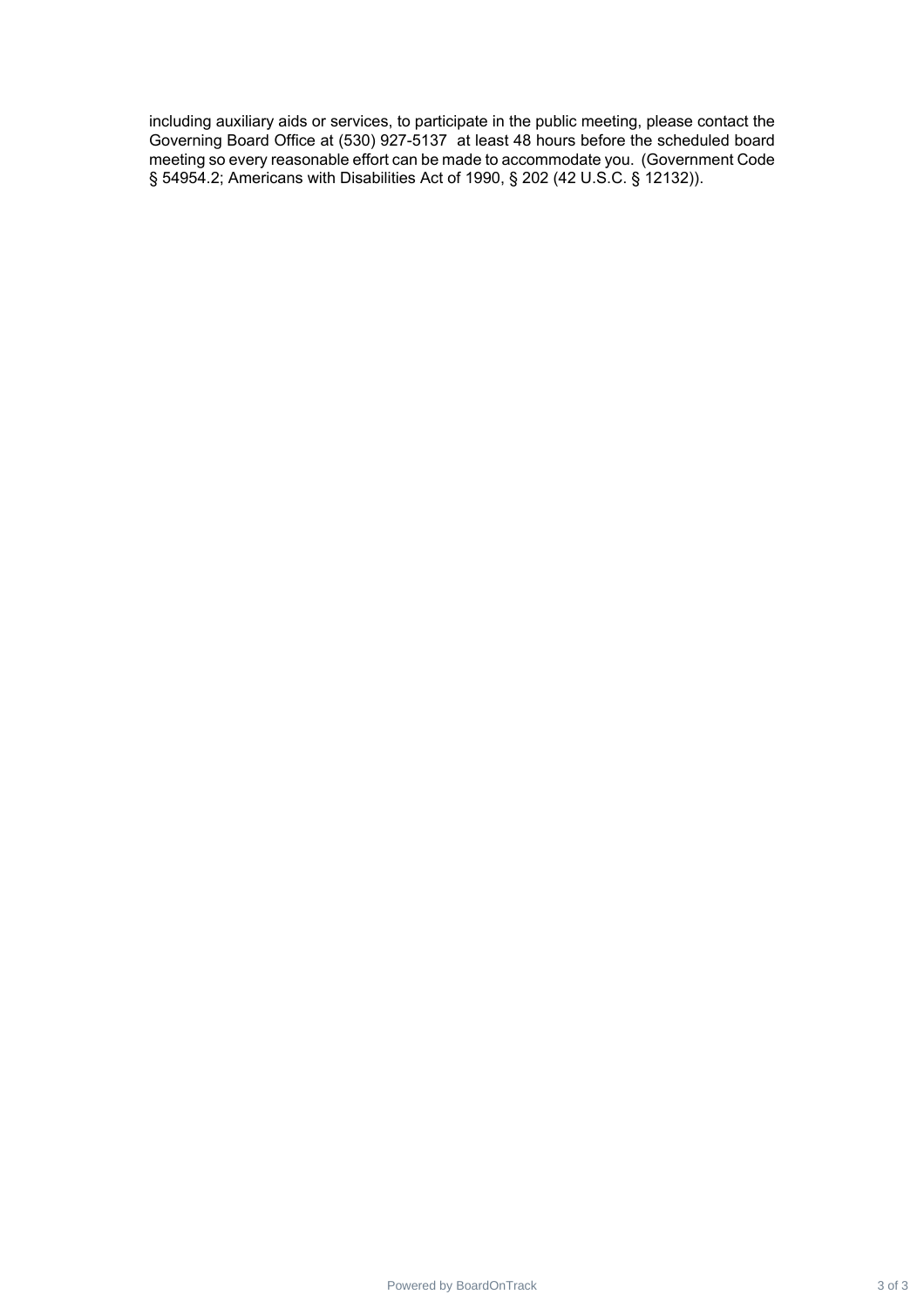including auxiliary aids or services, to participate in the public meeting, please contact the Governing Board Office at (530) 927-5137 at least 48 hours before the scheduled board meeting so every reasonable effort can be made to accommodate you. (Government Code § 54954.2; Americans with Disabilities Act of 1990, § 202 (42 U.S.C. § 12132)).